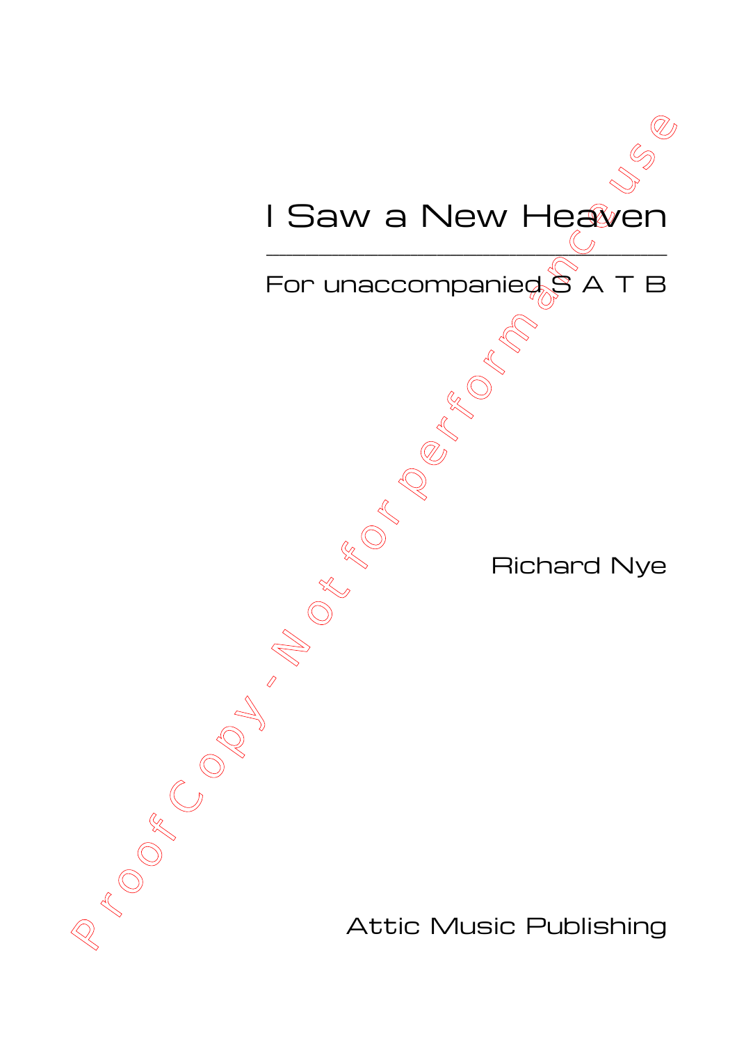# I Saw a New Heaven

---

For unaccompanied S A T B

Richard Nye

Attic Music Publishing

Proof Copy - Not for performance use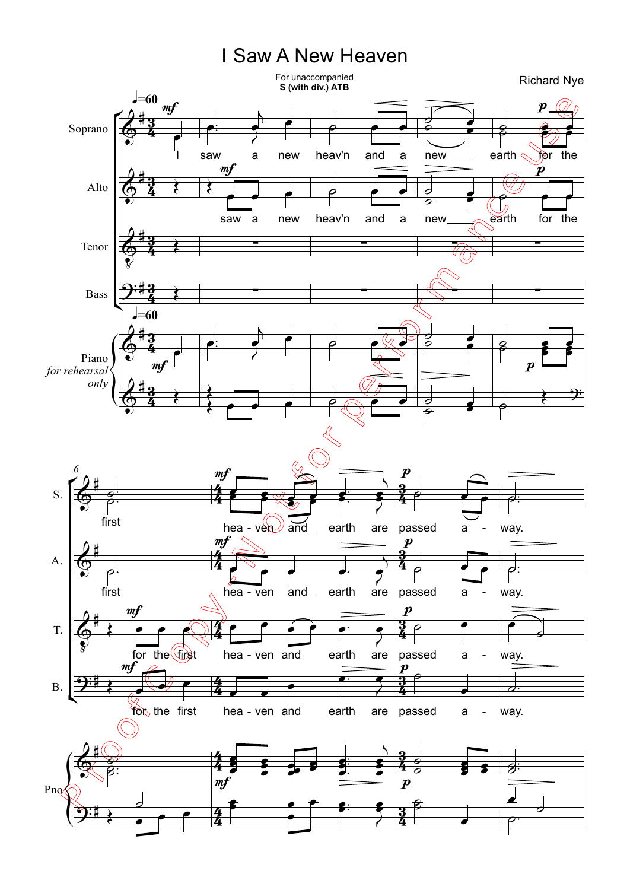# I Saw A New Heaven

For unaccompanied
**S (with div.) ATB**

Richard Nye

Proof copy. Not for performance use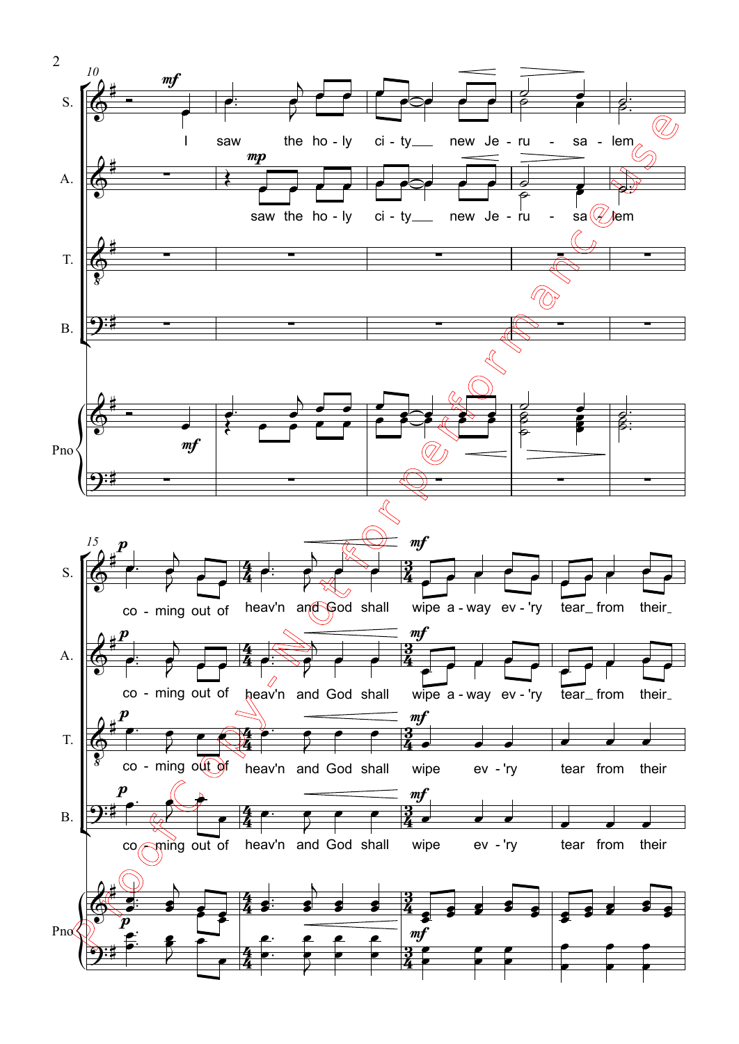S. A. T. B. Pno

I saw the holy city new Jerusalem

saw the holy city new Jerusalem

coming out of heav'n and God shall wipe away ev'ry tear from their

coming out of heav'n and God shall wipe away ev'ry tear from their

coming out of heav'n and God shall wipe ev'ry tear from their

coming out of heav'n and God shall wipe ev'ry tear from their

Proof copy - Not for performance use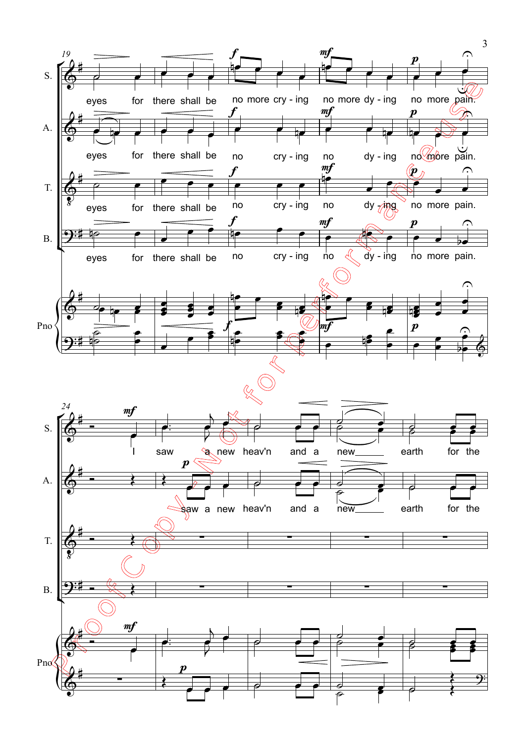S. eyes for there shall be no more cry - ing no more dy - ing no more pain.

A. eyes for there shall be no cry - ing no dy - ing no more pain.

T. eyes for there shall be no cry - ing no dy - ing no more pain.

B. eyes for there shall be no cry - ing no dy - ing no more pain.

Pno

S. I saw a new heav'n and a new earth for the

A. saw a new heav'n and a new earth for the

T.

B.

Pno

Proof Copy Not for performance use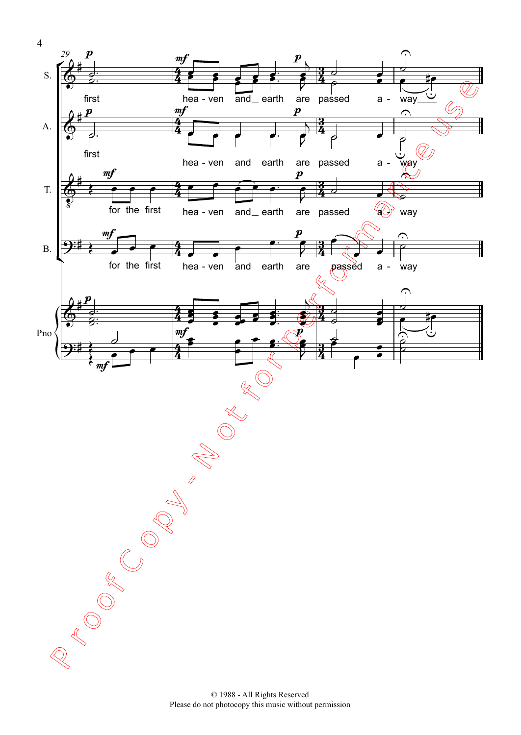S. first hea - ven and_ earth are passed a - way__

A. first hea - ven and earth are passed a - way

T. for the first hea - ven and_ earth are passed a - way

B. for the first hea - ven and earth are passed a - way

Pno